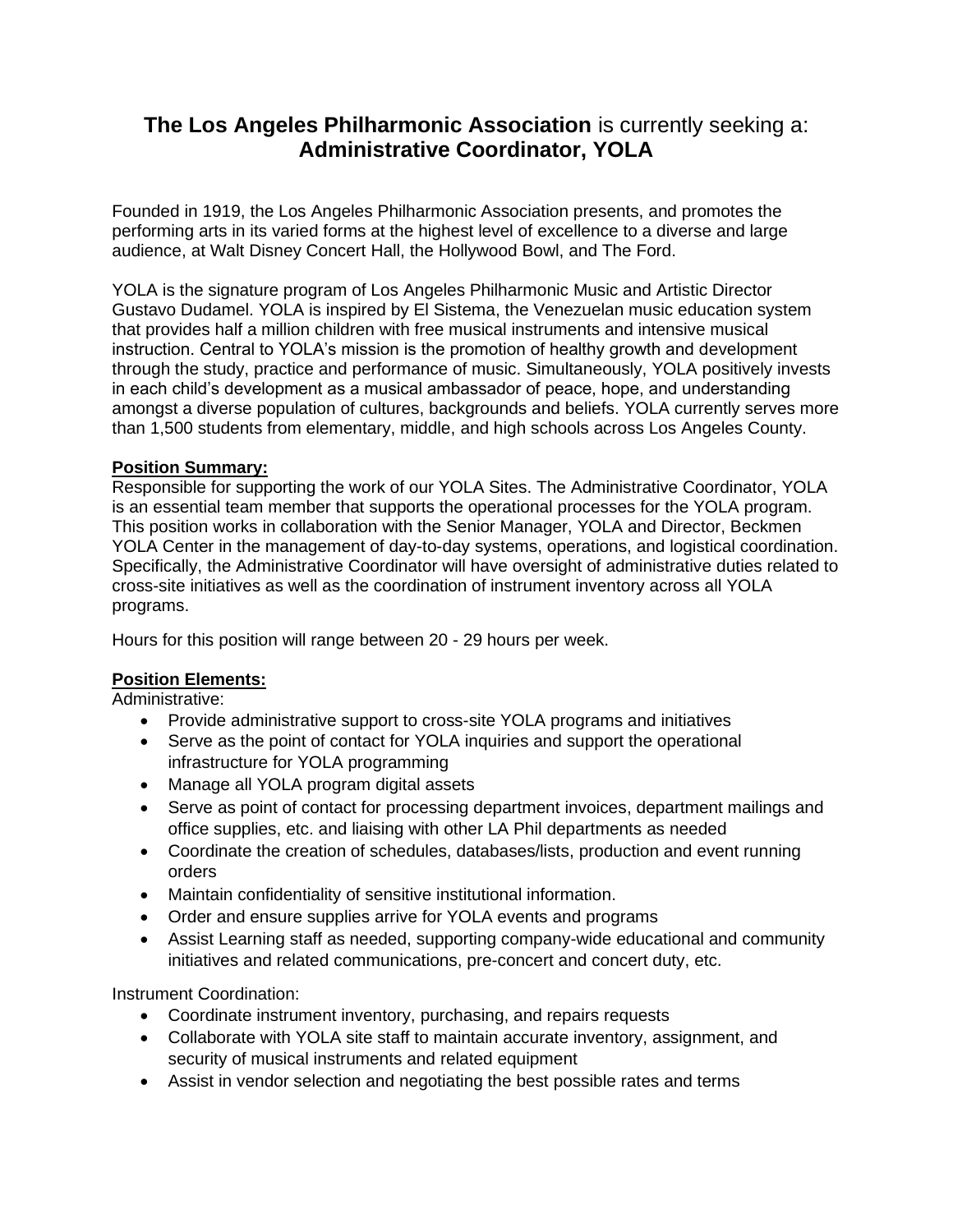# **The Los Angeles Philharmonic Association** is currently seeking a: **Administrative Coordinator, YOLA**

Founded in 1919, the Los Angeles Philharmonic Association presents, and promotes the performing arts in its varied forms at the highest level of excellence to a diverse and large audience, at Walt Disney Concert Hall, the Hollywood Bowl, and The Ford.

YOLA is the signature program of Los Angeles Philharmonic Music and Artistic Director Gustavo Dudamel. YOLA is inspired by El Sistema, the Venezuelan music education system that provides half a million children with free musical instruments and intensive musical instruction. Central to YOLA's mission is the promotion of healthy growth and development through the study, practice and performance of music. Simultaneously, YOLA positively invests in each child's development as a musical ambassador of peace, hope, and understanding amongst a diverse population of cultures, backgrounds and beliefs. YOLA currently serves more than 1,500 students from elementary, middle, and high schools across Los Angeles County.

**Position Summary:**

Responsible for supporting the work of our YOLA Sites. The Administrative Coordinator, YOLA is an essential team member that supports the operational processes for the YOLA program. This position works in collaboration with the Senior Manager, YOLA and Director, Beckmen YOLA Center in the management of day-to-day systems, operations, and logistical coordination. Specifically, the Administrative Coordinator will have oversight of administrative duties related to cross-site initiatives as well as the coordination of instrument inventory across all YOLA programs.

Hours for this position will range between 20 - 29 hours per week.

**Position Elements:**

Administrative:

- Provide administrative support to cross-site YOLA programs and initiatives
- Serve as the point of contact for YOLA inquiries and support the operational infrastructure for YOLA programming
- Manage all YOLA program digital assets
- Serve as point of contact for processing department invoices, department mailings and office supplies, etc. and liaising with other LA Phil departments as needed
- Coordinate the creation of schedules, databases/lists, production and event running orders
- Maintain confidentiality of sensitive institutional information.
- Order and ensure supplies arrive for YOLA events and programs
- Assist Learning staff as needed, supporting company-wide educational and community initiatives and related communications, pre-concert and concert duty, etc.

Instrument Coordination:

- Coordinate instrument inventory, purchasing, and repairs requests
- Collaborate with YOLA site staff to maintain accurate inventory, assignment, and security of musical instruments and related equipment
- Assist in vendor selection and negotiating the best possible rates and terms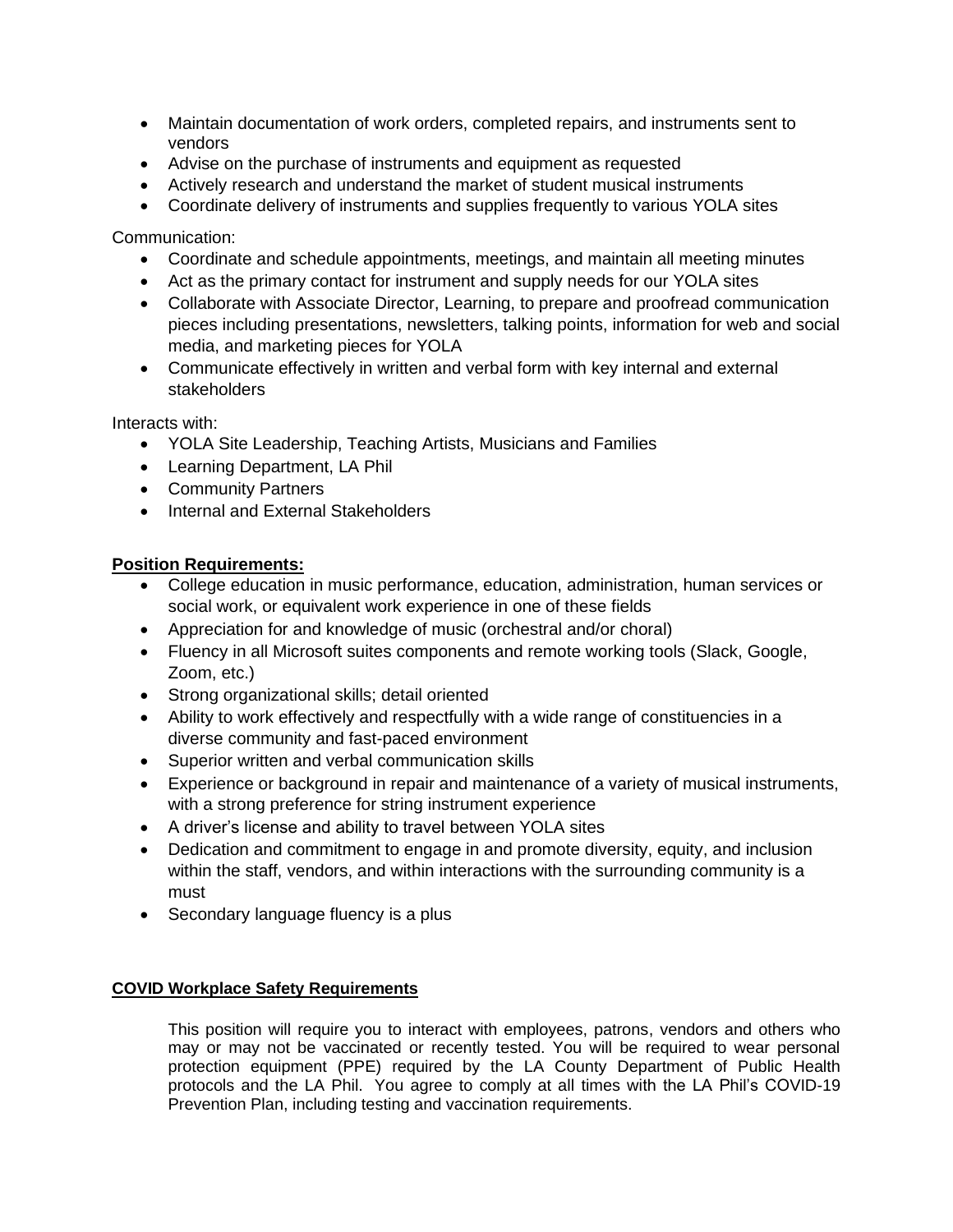- Maintain documentation of work orders, completed repairs, and instruments sent to vendors
- Advise on the purchase of instruments and equipment as requested
- Actively research and understand the market of student musical instruments
- Coordinate delivery of instruments and supplies frequently to various YOLA sites

Communication:

- Coordinate and schedule appointments, meetings, and maintain all meeting minutes
- Act as the primary contact for instrument and supply needs for our YOLA sites
- Collaborate with Associate Director, Learning, to prepare and proofread communication pieces including presentations, newsletters, talking points, information for web and social media, and marketing pieces for YOLA
- Communicate effectively in written and verbal form with key internal and external stakeholders

Interacts with:

- YOLA Site Leadership, Teaching Artists, Musicians and Families
- Learning Department, LA Phil
- Community Partners
- Internal and External Stakeholders

**Position Requirements:**

- College education in music performance, education, administration, human services or social work, or equivalent work experience in one of these fields
- Appreciation for and knowledge of music (orchestral and/or choral)
- Fluency in all Microsoft suites components and remote working tools (Slack, Google, Zoom, etc.)
- Strong organizational skills; detail oriented
- Ability to work effectively and respectfully with a wide range of constituencies in a diverse community and fast-paced environment
- Superior written and verbal communication skills
- Experience or background in repair and maintenance of a variety of musical instruments, with a strong preference for string instrument experience
- A driver's license and ability to travel between YOLA sites
- Dedication and commitment to engage in and promote diversity, equity, and inclusion within the staff, vendors, and within interactions with the surrounding community is a must
- Secondary language fluency is a plus

**COVID Workplace Safety Requirements**

This position will require you to interact with employees, patrons, vendors and others who may or may not be vaccinated or recently tested. You will be required to wear personal protection equipment (PPE) required by the LA County Department of Public Health protocols and the LA Phil. You agree to comply at all times with the LA Phil's COVID-19 Prevention Plan, including testing and vaccination requirements.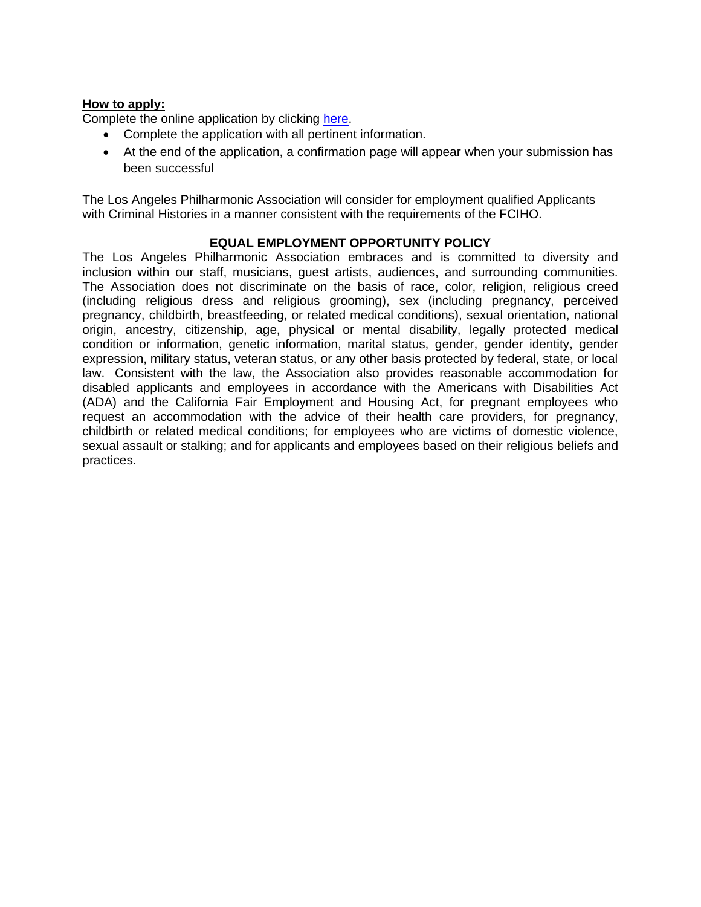**How to apply:**

Complete the online application by clicking [here](#).

- Complete the application with all pertinent information.
- At the end of the application, a confirmation page will appear when your submission has been successful

The Los Angeles Philharmonic Association will consider for employment qualified Applicants with Criminal Histories in a manner consistent with the requirements of the FCIHO.

**EQUAL EMPLOYMENT OPPORTUNITY POLICY**

The Los Angeles Philharmonic Association embraces and is committed to diversity and inclusion within our staff, musicians, guest artists, audiences, and surrounding communities. The Association does not discriminate on the basis of race, color, religion, religious creed (including religious dress and religious grooming), sex (including pregnancy, perceived pregnancy, childbirth, breastfeeding, or related medical conditions), sexual orientation, national origin, ancestry, citizenship, age, physical or mental disability, legally protected medical condition or information, genetic information, marital status, gender, gender identity, gender expression, military status, veteran status, or any other basis protected by federal, state, or local law. Consistent with the law, the Association also provides reasonable accommodation for disabled applicants and employees in accordance with the Americans with Disabilities Act (ADA) and the California Fair Employment and Housing Act, for pregnant employees who request an accommodation with the advice of their health care providers, for pregnancy, childbirth or related medical conditions; for employees who are victims of domestic violence, sexual assault or stalking; and for applicants and employees based on their religious beliefs and practices.